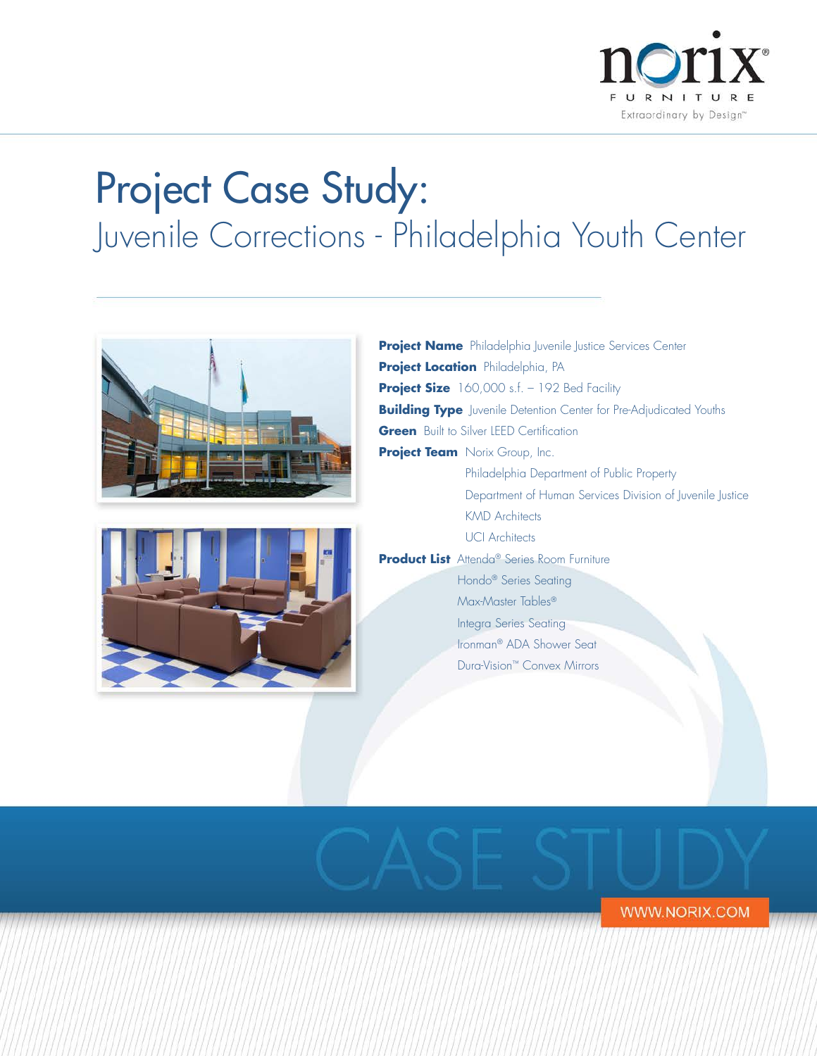# Project Case Study:

## Juvenile Corrections - Philadelphia Youth Center

**Project Name** Philadelphia Juvenile Justice Services Center

**Project Location** Philadelphia, PA

**Project Size** 160,000 s.f. – 192 Bed Facility

**Building Type** Juvenile Detention Center for Pre-Adjudicated Youths

**Green** Built to Silver LEED Certification

**Project Team** Norix Group, Inc.
Philadelphia Department of Public Property
Department of Human Services Division of Juvenile Justice
KMD Architects
UCI Architects

**Product List** Attenda® Series Room Furniture
Hondo® Series Seating
Max-Master Tables®
Integra Series Seating
Ironman® ADA Shower Seat
Dura-Vision™ Convex Mirrors

CASE STUDY

WWW.NORIX.COM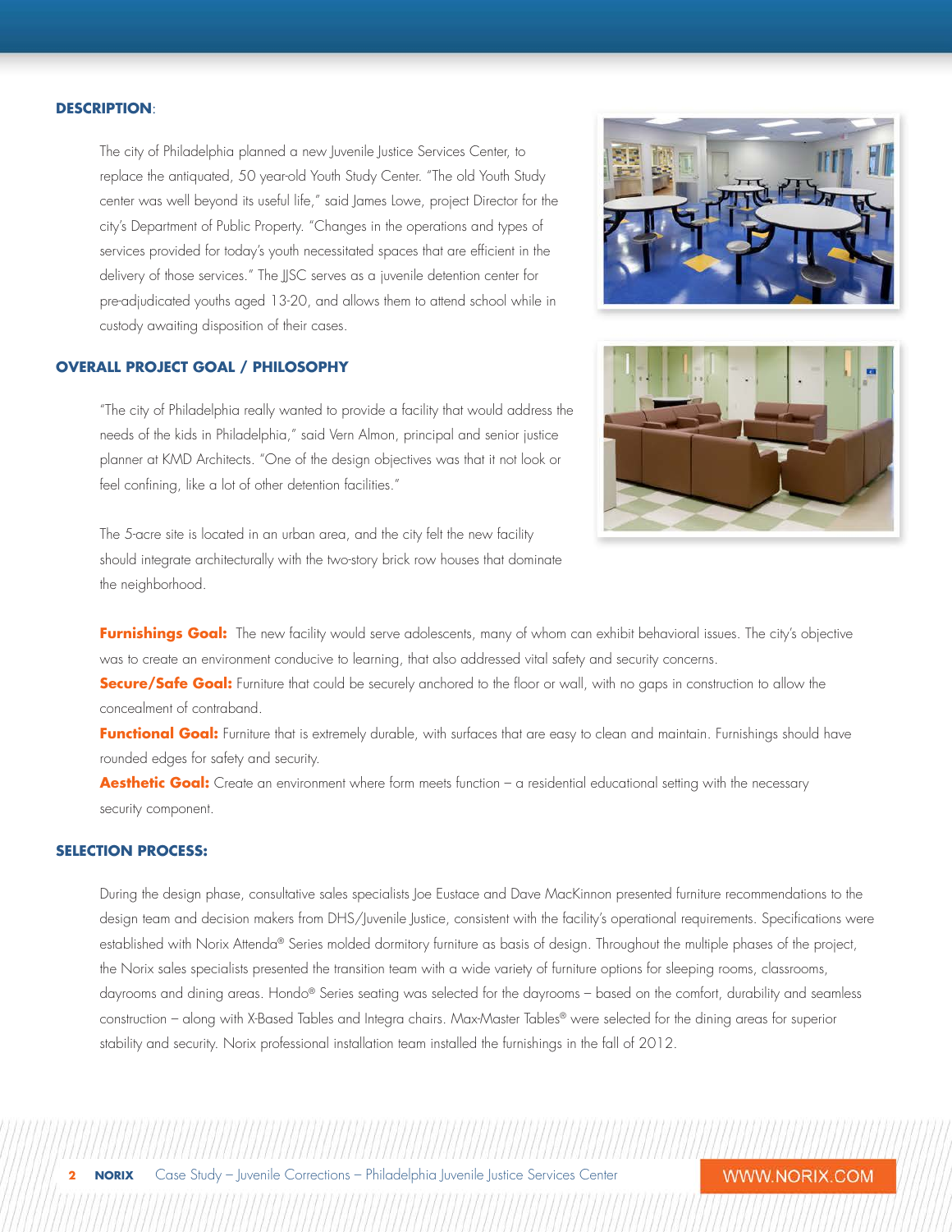## DESCRIPTION:

The city of Philadelphia planned a new Juvenile Justice Services Center, to replace the antiquated, 50 year-old Youth Study Center. "The old Youth Study center was well beyond its useful life," said James Lowe, project Director for the city's Department of Public Property. "Changes in the operations and types of services provided for today's youth necessitated spaces that are efficient in the delivery of those services." The JJSC serves as a juvenile detention center for pre-adjudicated youths aged 13-20, and allows them to attend school while in custody awaiting disposition of their cases.

## OVERALL PROJECT GOAL / PHILOSOPHY

"The city of Philadelphia really wanted to provide a facility that would address the needs of the kids in Philadelphia," said Vern Almon, principal and senior justice planner at KMD Architects. "One of the design objectives was that it not look or feel confining, like a lot of other detention facilities."

The 5-acre site is located in an urban area, and the city felt the new facility should integrate architecturally with the two-story brick row houses that dominate the neighborhood.

**Furnishings Goal:** The new facility would serve adolescents, many of whom can exhibit behavioral issues. The city's objective was to create an environment conducive to learning, that also addressed vital safety and security concerns.

**Secure/Safe Goal:** Furniture that could be securely anchored to the floor or wall, with no gaps in construction to allow the concealment of contraband.

**Functional Goal:** Furniture that is extremely durable, with surfaces that are easy to clean and maintain. Furnishings should have rounded edges for safety and security.

**Aesthetic Goal:** Create an environment where form meets function – a residential educational setting with the necessary security component.

## SELECTION PROCESS:

During the design phase, consultative sales specialists Joe Eustace and Dave MacKinnon presented furniture recommendations to the design team and decision makers from DHS/Juvenile Justice, consistent with the facility's operational requirements. Specifications were established with Norix Attenda® Series molded dormitory furniture as basis of design. Throughout the multiple phases of the project, the Norix sales specialists presented the transition team with a wide variety of furniture options for sleeping rooms, classrooms, dayrooms and dining areas. Hondo® Series seating was selected for the dayrooms – based on the comfort, durability and seamless construction – along with X-Based Tables and Integra chairs. Max-Master Tables® were selected for the dining areas for superior stability and security. Norix professional installation team installed the furnishings in the fall of 2012.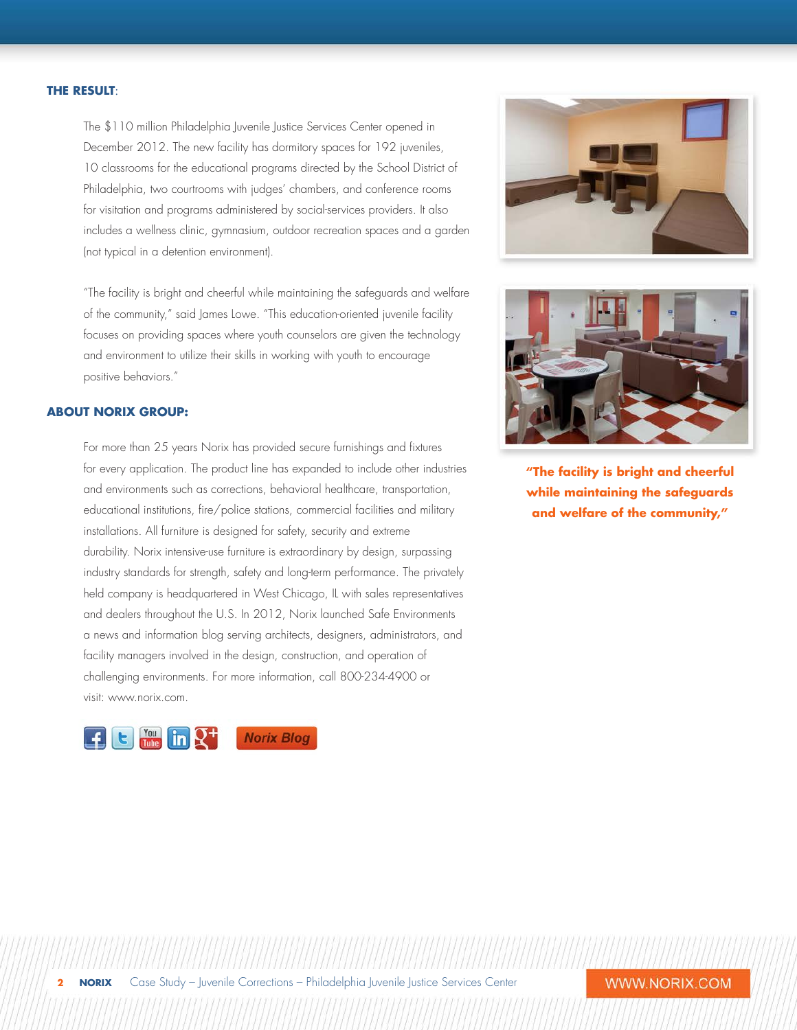**THE RESULT**:

The $110 million Philadelphia Juvenile Justice Services Center opened in December 2012. The new facility has dormitory spaces for 192 juveniles, 10 classrooms for the educational programs directed by the School District of Philadelphia, two courtrooms with judges' chambers, and conference rooms for visitation and programs administered by social-services providers. It also includes a wellness clinic, gymnasium, outdoor recreation spaces and a garden (not typical in a detention environment).

"The facility is bright and cheerful while maintaining the safeguards and welfare of the community," said James Lowe. "This education-oriented juvenile facility focuses on providing spaces where youth counselors are given the technology and environment to utilize their skills in working with youth to encourage positive behaviors."

**"The facility is bright and cheerful while maintaining the safeguards and welfare of the community,"**

**ABOUT NORIX GROUP:**

For more than 25 years Norix has provided secure furnishings and fixtures for every application. The product line has expanded to include other industries and environments such as corrections, behavioral healthcare, transportation, educational institutions, fire/police stations, commercial facilities and military installations. All furniture is designed for safety, security and extreme durability. Norix intensive-use furniture is extraordinary by design, surpassing industry standards for strength, safety and long-term performance. The privately held company is headquartered in West Chicago, IL with sales representatives and dealers throughout the U.S. In 2012, Norix launched Safe Environments a news and information blog serving architects, designers, administrators, and facility managers involved in the design, construction, and operation of challenging environments. For more information, call 800-234-4900 or visit: www.norix.com.

Norix Blog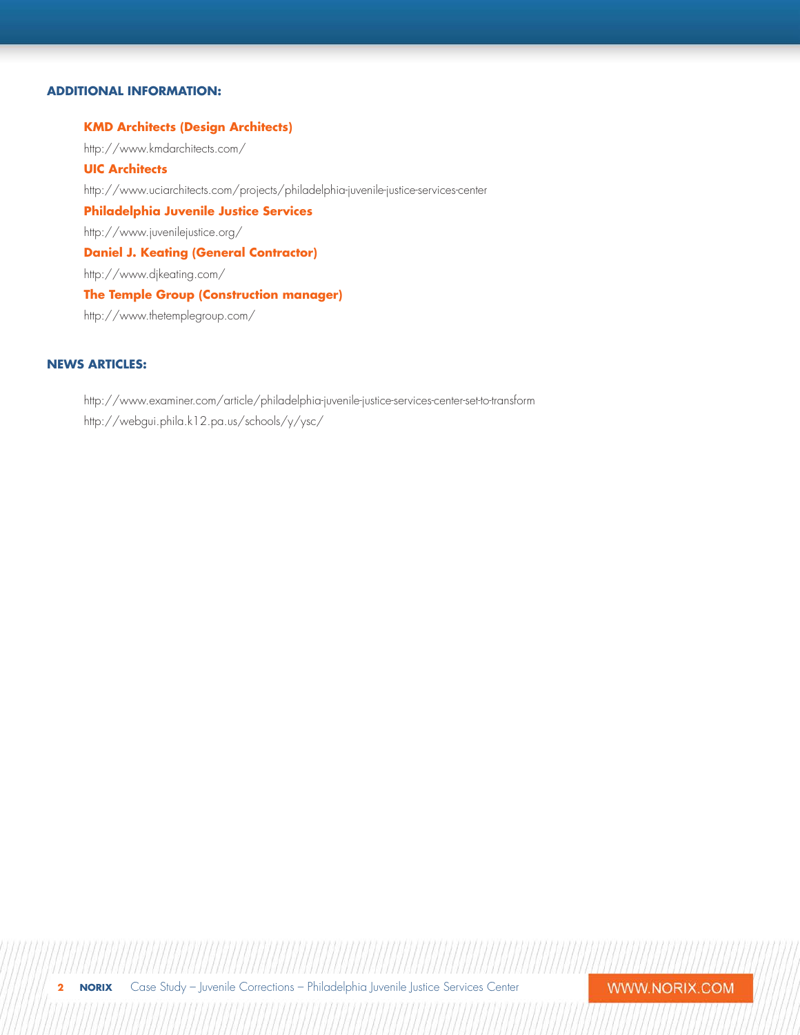## ADDITIONAL INFORMATION:

**KMD Architects (Design Architects)**

http://www.kmdarchitects.com/

**UIC Architects**

http://www.uciarchitects.com/projects/philadelphia-juvenile-justice-services-center

**Philadelphia Juvenile Justice Services**

http://www.juvenilejustice.org/

**Daniel J. Keating (General Contractor)**

http://www.djkeating.com/

**The Temple Group (Construction manager)**

http://www.thetemplegroup.com/

## NEWS ARTICLES:

http://www.examiner.com/article/philadelphia-juvenile-justice-services-center-set-to-transform

http://webgui.phila.k12.pa.us/schools/y/ysc/